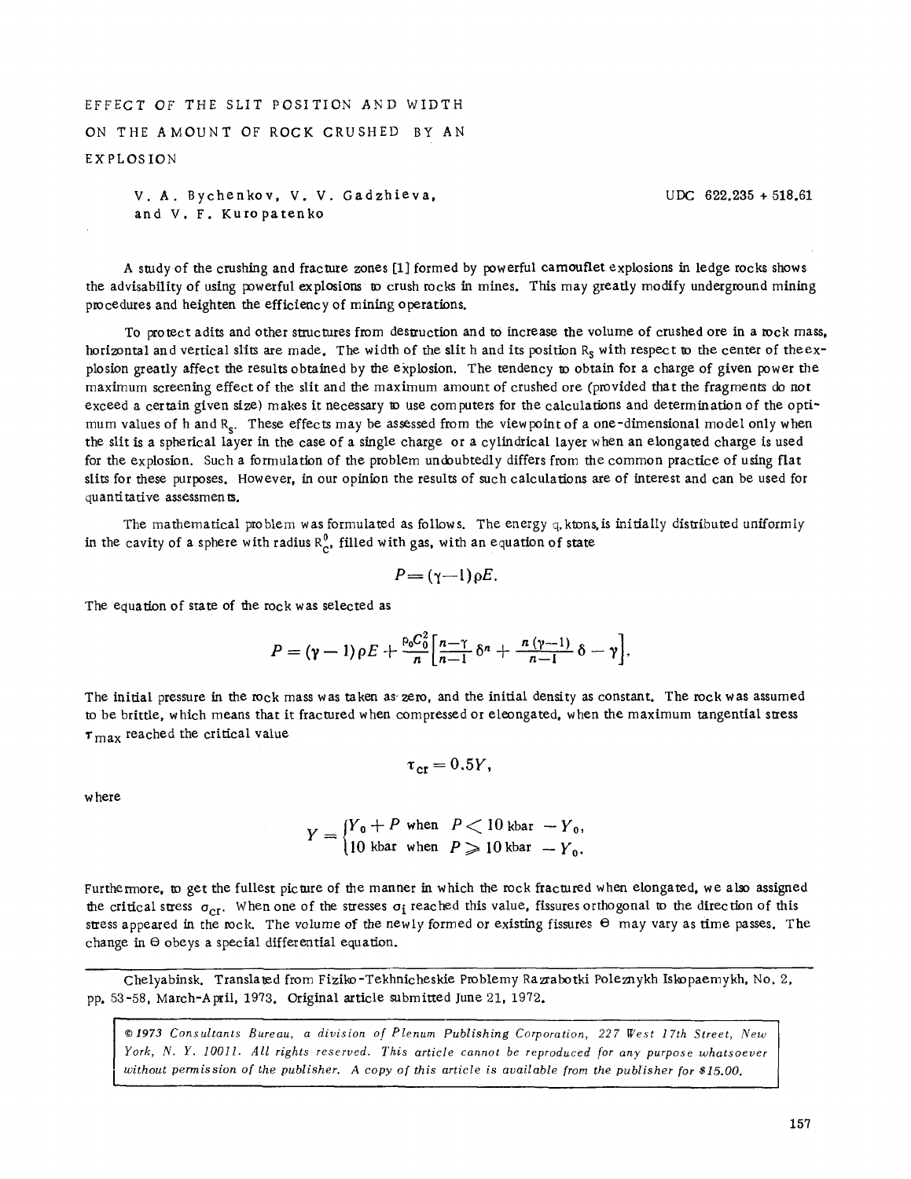# EFFECT OF THE SLIT POSITION AND WIDTH ON THE AMOUNT OF ROCK CRUSHED BY AN EXPLOSION

V. A. Bychenkov, V. V. Gadzhieva, and V. F. Kuropatenko

UDC 622.235 + 518.61

A study of the crushing and fracture zones [1] formed by powerful camouflet explosions in ledge rocks shows the advisability of using powerful explosions to crush rocks in mines. This may greatly modify underground mining procedures and heighten the efficiency of mining operations.

To protect adits and other structures from destruction and to increase the volume of crushed ore in a rock mass, horizontal and vertical slits are made. The width of the slit h and its position $R_s$ with respect to the center of the explosion greatly affect the results obtained by the explosion. The tendency to obtain for a charge of given power the maximum screening effect of the slit and the maximum amount of crushed ore (provided that the fragments do not exceed a certain given size) makes it necessary to use computers for the calculations and determination of the optimum values of h and $R_s$. These effects may be assessed from the viewpoint of a one-dimensional model only when the slit is a spherical layer in the case of a single charge or a cylindrical layer when an elongated charge is used for the explosion. Such a formulation of the problem undoubtedly differs from the common practice of using flat slits for these purposes. However, in our opinion the results of such calculations are of interest and can be used for quantitative assessments.

The mathematical problem was formulated as follows. The energy q, ktons, is initially distributed uniformly in the cavity of a sphere with radius $R_c^0$, filled with gas, with an equation of state

$$P=(\gamma-1)\rho E.$$

The equation of state of the rock was selected as

$$P=(\gamma-1)\rho E+\frac{\rho_0 C_0^2}{n}\left[\frac{n-\gamma}{n-1}\delta^n+\frac{n(\gamma-1)}{n-1}\delta-\gamma\right].$$

The initial pressure in the rock mass was taken as zero, and the initial density as constant. The rock was assumed to be brittle, which means that it fractured when compressed or eleongated, when the maximum tangential stress $\tau_{max}$ reached the critical value

$$\tau_{cr}=0.5Y,$$

where

$$Y=\begin{cases}Y_0+P \text{ when } P<10 \text{ kbar } -Y_0,\\ 10 \text{ kbar when } P\geqslant 10 \text{ kbar } -Y_0.\end{cases}$$

Furthermore, to get the fullest picture of the manner in which the rock fractured when elongated, we also assigned the critical stress $\sigma_{cr}$. When one of the stresses $\sigma_i$ reached this value, fissures orthogonal to the direction of this stress appeared in the rock. The volume of the newly formed or existing fissures $\Theta$ may vary as time passes. The change in $\Theta$ obeys a special differential equation.

---

Chelyabinsk. Translated from Fiziko-Tekhnicheskie Problemy Razrabotki Poleznykh Iskopaemykh, No. 2, pp. 53-58, March-April, 1973. Original article submitted June 21, 1972.

*© 1973 Consultants Bureau, a division of Plenum Publishing Corporation, 227 West 17th Street, New York, N. Y. 10011. All rights reserved. This article cannot be reproduced for any purpose whatsoever without permission of the publisher. A copy of this article is available from the publisher for $15.00.*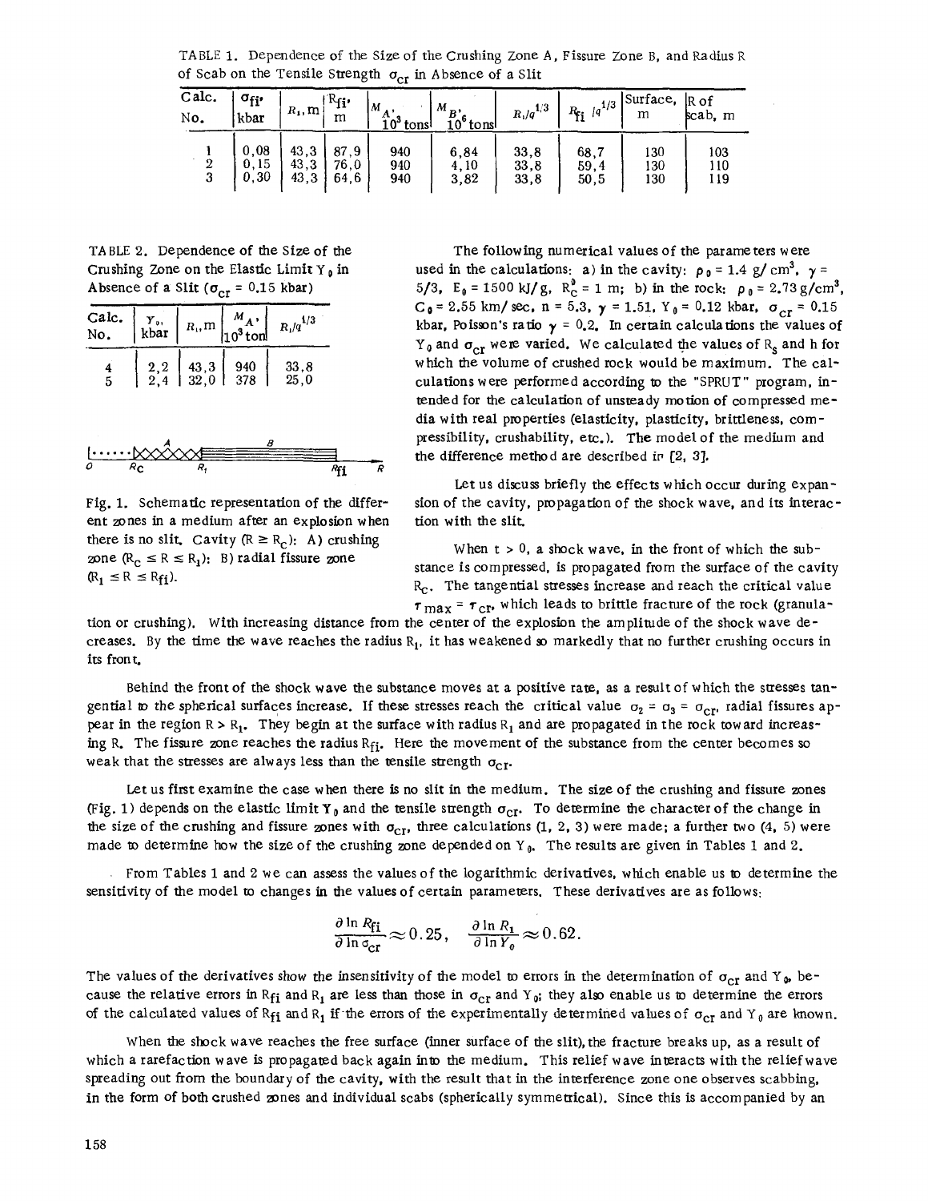TABLE 1. Dependence of the Size of the Crushing Zone A, Fissure Zone B, and Radius R of Scab on the Tensile Strength $\sigma_{cr}$ in Absence of a Slit

| Calc. No. | $\sigma_{fi}$, kbar | $R_1$, m | $R_{fi}$, m | $M_A$, $10^3$ tons | $M_B$, $10^6$ tons | $R_1/q^{1/3}$ | $R_{fi}/q^{1/3}$ | Surface, m | R of scab, m |
|---|---|---|---|---|---|---|---|---|---|
| 1 | 0,08 | 43,3 | 87,9 | 940 | 6,84 | 33,8 | 68,7 | 130 | 103 |
| 2 | 0,15 | 43,3 | 76,0 | 940 | 4,10 | 33,8 | 59,4 | 130 | 110 |
| 3 | 0,30 | 43,3 | 64,6 | 940 | 3,82 | 33,8 | 50,5 | 130 | 119 |

TABLE 2. Dependence of the Size of the Crushing Zone on the Elastic Limit $Y_0$ in Absence of a Slit ($\sigma_{cr}$ = 0.15 kbar)

| Calc. No. | $Y_0$, kbar | $R_1$, m | $M_A$, $10^3$ ton | $R_1/q^{1/3}$ |
|---|---|---|---|---|
| 4 | 2,2 | 43,3 | 940 | 33,8 |
| 5 | 2,4 | 32,0 | 378 | 25,0 |

Fig. 1. Schematic representation of the different zones in a medium after an explosion when there is no slit. Cavity ($R \geq R_c$): A) crushing zone ($R_c \leq R \leq R_1$): B) radial fissure zone ($R_1 \leq R \leq R_{fi}$).

The following numerical values of the parameters were used in the calculations: a) in the cavity: $\rho_0$ = 1.4 g/cm³, $\gamma$ = 5/3, $E_0$ = 1500 kJ/g, $R_c^0$ = 1 m; b) in the rock: $\rho_0$ = 2.73 g/cm³, $C_0$ = 2.55 km/sec, n = 5.3, $\gamma$ = 1.51, $Y_0$ = 0.12 kbar, $\sigma_{cr}$ = 0.15 kbar, Poisson's ratio $\gamma$ = 0.2. In certain calculations the values of $Y_0$ and $\sigma_{cr}$ were varied. We calculated the values of $R_s$ and h for which the volume of crushed rock would be maximum. The calculations were performed according to the "SPRUT" program, intended for the calculation of unsteady motion of compressed media with real properties (elasticity, plasticity, brittleness, compressibility, crushability, etc.). The model of the medium and the difference method are described in [2, 3].

Let us discuss briefly the effects which occur during expansion of the cavity, propagation of the shock wave, and its interaction with the slit.

When t > 0, a shock wave, in the front of which the substance is compressed, is propagated from the surface of the cavity $R_c$. The tangential stresses increase and reach the critical value $\tau_{max} = \tau_{cr}$, which leads to brittle fracture of the rock (granulation or crushing). With increasing distance from the center of the explosion the amplitude of the shock wave decreases. By the time the wave reaches the radius $R_1$, it has weakened so markedly that no further crushing occurs in its front.

Behind the front of the shock wave the substance moves at a positive rate, as a result of which the stresses tangential to the spherical surfaces increase. If these stresses reach the critical value $\sigma_2 = \sigma_3 = \sigma_{cr}$, radial fissures appear in the region $R > R_1$. They begin at the surface with radius $R_1$ and are propagated in the rock toward increasing R. The fissure zone reaches the radius $R_{fi}$. Here the movement of the substance from the center becomes so weak that the stresses are always less than the tensile strength $\sigma_{cr}$.

Let us first examine the case when there is no slit in the medium. The size of the crushing and fissure zones (Fig. 1) depends on the elastic limit $Y_0$ and the tensile strength $\sigma_{cr}$. To determine the character of the change in the size of the crushing and fissure zones with $\sigma_{cr}$, three calculations (1, 2, 3) were made; a further two (4, 5) were made to determine how the size of the crushing zone depended on $Y_0$. The results are given in Tables 1 and 2.

From Tables 1 and 2 we can assess the values of the logarithmic derivatives, which enable us to determine the sensitivity of the model to changes in the values of certain parameters. These derivatives are as follows:

$$\frac{\partial \ln R_{fi}}{\partial \ln \sigma_{cr}} \approx 0.25, \quad \frac{\partial \ln R_1}{\partial \ln Y_0} \approx 0.62.$$

The values of the derivatives show the insensitivity of the model to errors in the determination of $\sigma_{cr}$ and $Y_0$, because the relative errors in $R_{fi}$ and $R_1$ are less than those in $\sigma_{cr}$ and $Y_0$; they also enable us to determine the errors of the calculated values of $R_{fi}$ and $R_1$ if the errors of the experimentally determined values of $\sigma_{cr}$ and $Y_0$ are known.

When the shock wave reaches the free surface (inner surface of the slit), the fracture breaks up, as a result of which a rarefaction wave is propagated back again into the medium. This relief wave interacts with the relief wave spreading out from the boundary of the cavity, with the result that in the interference zone one observes scabbing, in the form of both crushed zones and individual scabs (spherically symmetrical). Since this is accompanied by an